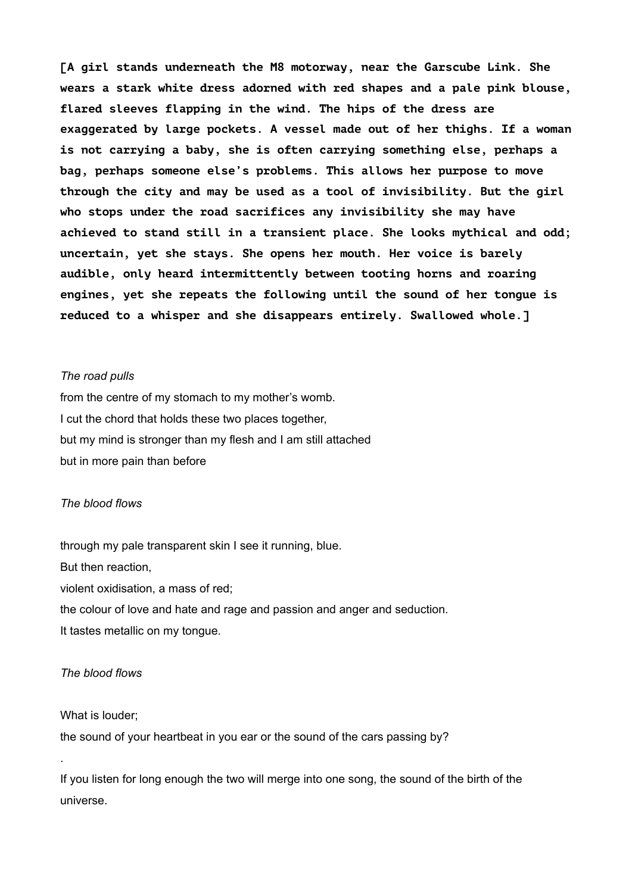**[A girl stands underneath the M8 motorway, near the Garscube Link. She wears a stark white dress adorned with red shapes and a pale pink blouse, flared sleeves flapping in the wind. The hips of the dress are exaggerated by large pockets. A vessel made out of her thighs. If a woman is not carrying a baby, she is often carrying something else, perhaps a bag, perhaps someone else's problems. This allows her purpose to move through the city and may be used as a tool of invisibility. But the girl who stops under the road sacrifices any invisibility she may have achieved to stand still in a transient place. She looks mythical and odd; uncertain, yet she stays. She opens her mouth. Her voice is barely audible, only heard intermittently between tooting horns and roaring engines, yet she repeats the following until the sound of her tongue is reduced to a whisper and she disappears entirely. Swallowed whole.]**

*The road pulls*

from the centre of my stomach to my mother's womb.
I cut the chord that holds these two places together,
but my mind is stronger than my flesh and I am still attached
but in more pain than before

*The blood flows*

through my pale transparent skin I see it running, blue.
But then reaction,
violent oxidisation, a mass of red;
the colour of love and hate and rage and passion and anger and seduction.
It tastes metallic on my tongue.

*The blood flows*

What is louder;
the sound of your heartbeat in you ear or the sound of the cars passing by?

.

If you listen for long enough the two will merge into one song, the sound of the birth of the universe.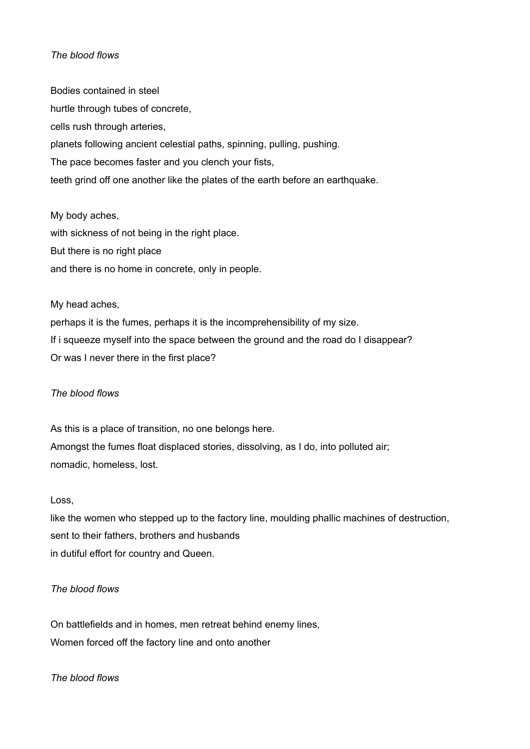*The blood flows*

Bodies contained in steel  
hurtle through tubes of concrete,  
cells rush through arteries,  
planets following ancient celestial paths, spinning, pulling, pushing.  
The pace becomes faster and you clench your fists,  
teeth grind off one another like the plates of the earth before an earthquake.

My body aches,  
with sickness of not being in the right place.  
But there is no right place  
and there is no home in concrete, only in people.

My head aches,  
perhaps it is the fumes, perhaps it is the incomprehensibility of my size.  
If i squeeze myself into the space between the ground and the road do I disappear?  
Or was I never there in the first place?

*The blood flows*

As this is a place of transition, no one belongs here.  
Amongst the fumes float displaced stories, dissolving, as I do, into polluted air;  
nomadic, homeless, lost.

Loss,  
like the women who stepped up to the factory line, moulding phallic machines of destruction,  
sent to their fathers, brothers and husbands  
in dutiful effort for country and Queen.

*The blood flows*

On battlefields and in homes, men retreat behind enemy lines,  
Women forced off the factory line and onto another

*The blood flows*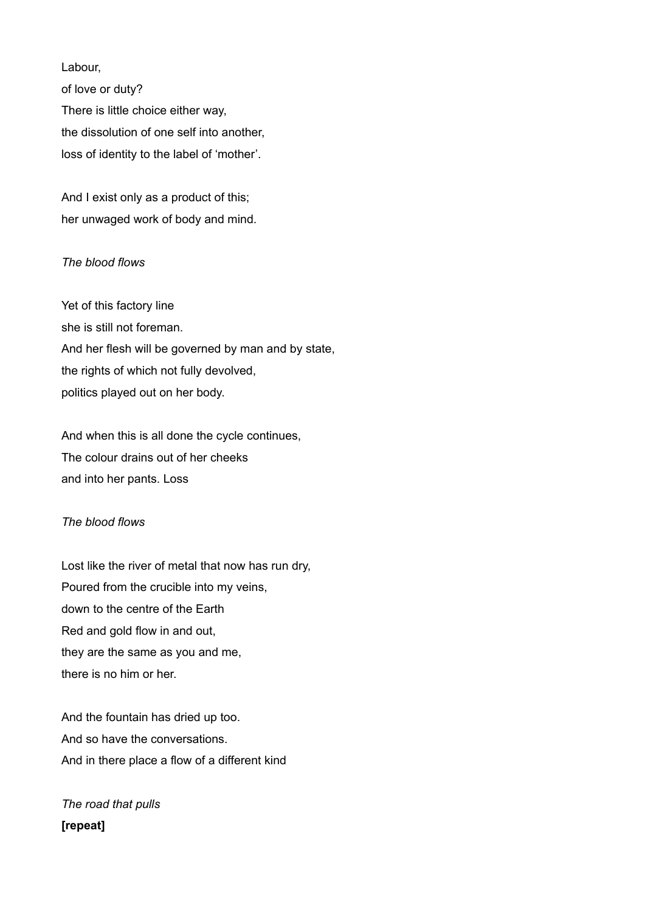Labour,  
of love or duty?  
There is little choice either way,  
the dissolution of one self into another,  
loss of identity to the label of 'mother'.

And I exist only as a product of this;  
her unwaged work of body and mind.

*The blood flows*

Yet of this factory line  
she is still not foreman.  
And her flesh will be governed by man and by state,  
the rights of which not fully devolved,  
politics played out on her body.

And when this is all done the cycle continues,  
The colour drains out of her cheeks  
and into her pants. Loss

*The blood flows*

Lost like the river of metal that now has run dry,  
Poured from the crucible into my veins,  
down to the centre of the Earth  
Red and gold flow in and out,  
they are the same as you and me,  
there is no him or her.

And the fountain has dried up too.  
And so have the conversations.  
And in there place a flow of a different kind

*The road that pulls*  
**[repeat]**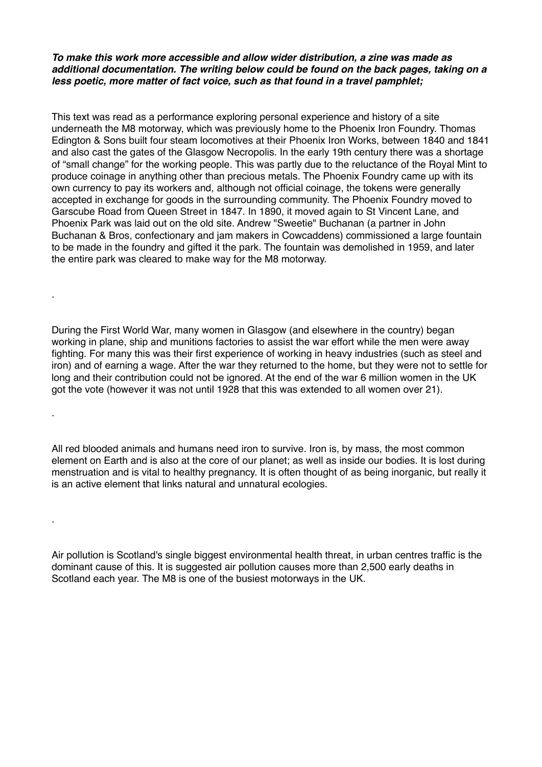***To make this work more accessible and allow wider distribution, a zine was made as additional documentation. The writing below could be found on the back pages, taking on a less poetic, more matter of fact voice, such as that found in a travel pamphlet;***

This text was read as a performance exploring personal experience and history of a site underneath the M8 motorway, which was previously home to the Phoenix Iron Foundry. Thomas Edington & Sons built four steam locomotives at their Phoenix Iron Works, between 1840 and 1841 and also cast the gates of the Glasgow Necropolis. In the early 19th century there was a shortage of "small change" for the working people. This was partly due to the reluctance of the Royal Mint to produce coinage in anything other than precious metals. The Phoenix Foundry came up with its own currency to pay its workers and, although not official coinage, the tokens were generally accepted in exchange for goods in the surrounding community. The Phoenix Foundry moved to Garscube Road from Queen Street in 1847. In 1890, it moved again to St Vincent Lane, and Phoenix Park was laid out on the old site. Andrew "Sweetie" Buchanan (a partner in John Buchanan & Bros, confectionary and jam makers in Cowcaddens) commissioned a large fountain to be made in the foundry and gifted it the park. The fountain was demolished in 1959, and later the entire park was cleared to make way for the M8 motorway.

.

During the First World War, many women in Glasgow (and elsewhere in the country) began working in plane, ship and munitions factories to assist the war effort while the men were away fighting. For many this was their first experience of working in heavy industries (such as steel and iron) and of earning a wage. After the war they returned to the home, but they were not to settle for long and their contribution could not be ignored. At the end of the war 6 million women in the UK got the vote (however it was not until 1928 that this was extended to all women over 21).

.

All red blooded animals and humans need iron to survive. Iron is, by mass, the most common element on Earth and is also at the core of our planet; as well as inside our bodies. It is lost during menstruation and is vital to healthy pregnancy. It is often thought of as being inorganic, but really it is an active element that links natural and unnatural ecologies.

.

Air pollution is Scotland's single biggest environmental health threat, in urban centres traffic is the dominant cause of this. It is suggested air pollution causes more than 2,500 early deaths in Scotland each year. The M8 is one of the busiest motorways in the UK.